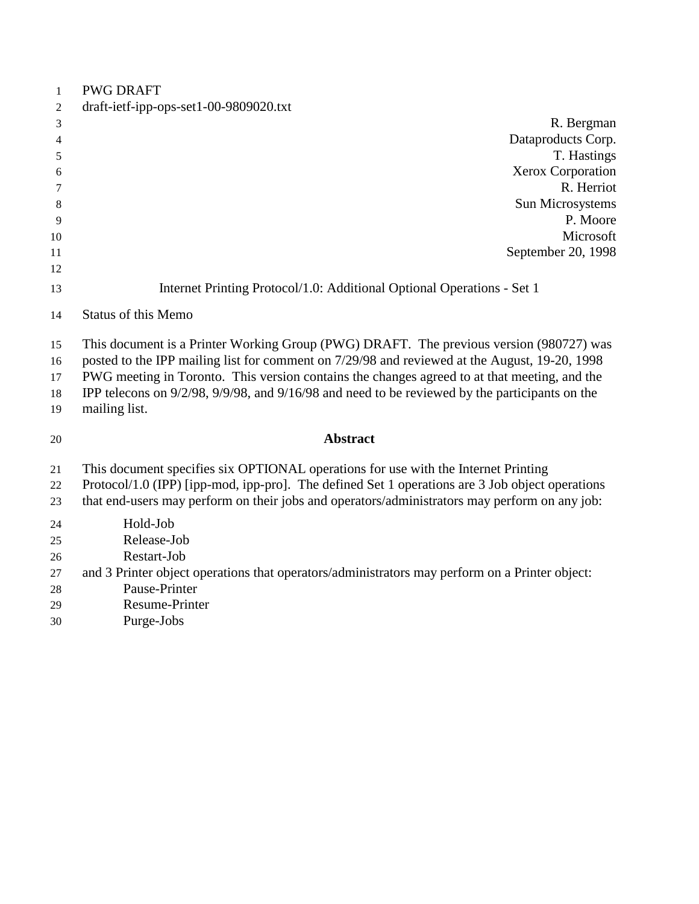PWG DRAFT
draft-ietf-ipp-ops-set1-00-9809020.txt

R. Bergman
Dataproducts Corp.
T. Hastings
Xerox Corporation
R. Herriot
Sun Microsystems
P. Moore
Microsoft
September 20, 1998

# Internet Printing Protocol/1.0: Additional Optional Operations - Set 1

Status of this Memo

This document is a Printer Working Group (PWG) DRAFT. The previous version (980727) was posted to the IPP mailing list for comment on 7/29/98 and reviewed at the August, 19-20, 1998 PWG meeting in Toronto. This version contains the changes agreed to at that meeting, and the IPP telecons on 9/2/98, 9/9/98, and 9/16/98 and need to be reviewed by the participants on the mailing list.

## Abstract

This document specifies six OPTIONAL operations for use with the Internet Printing Protocol/1.0 (IPP) [ipp-mod, ipp-pro]. The defined Set 1 operations are 3 Job object operations that end-users may perform on their jobs and operators/administrators may perform on any job:

- Hold-Job
- Release-Job
- Restart-Job

and 3 Printer object operations that operators/administrators may perform on a Printer object:

- Pause-Printer
- Resume-Printer
- Purge-Jobs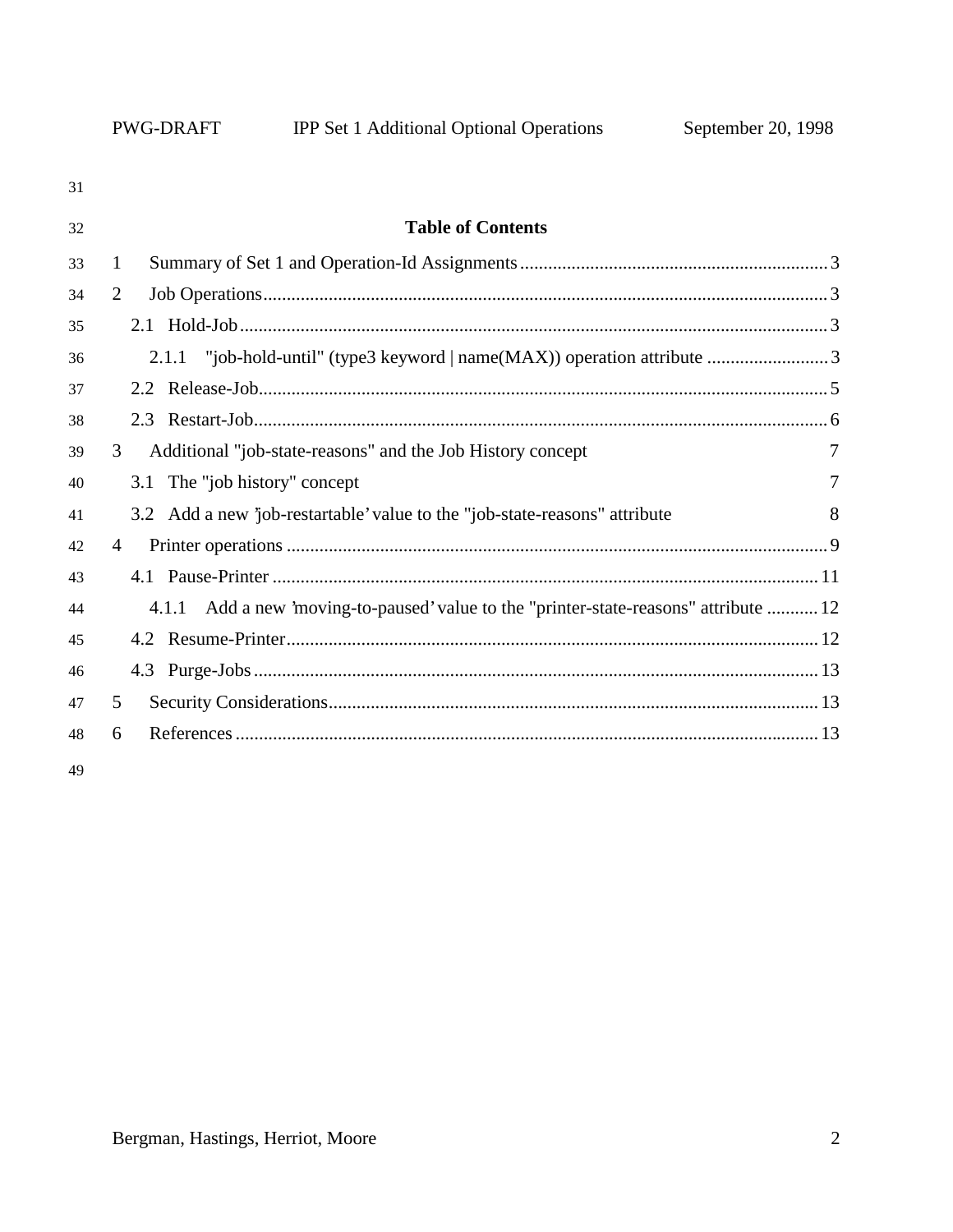## Table of Contents

1 Summary of Set 1 and Operation-Id Assignments .......... 3
2 Job Operations .......... 3
  2.1 Hold-Job .......... 3
    2.1.1 "job-hold-until" (type3 keyword | name(MAX)) operation attribute .......... 3
  2.2 Release-Job .......... 5
  2.3 Restart-Job .......... 6
3 Additional "job-state-reasons" and the Job History concept 7
  3.1 The "job history" concept 7
  3.2 Add a new 'job-restartable' value to the "job-state-reasons" attribute 8
4 Printer operations .......... 9
  4.1 Pause-Printer .......... 11
    4.1.1 Add a new 'moving-to-paused' value to the "printer-state-reasons" attribute .......... 12
  4.2 Resume-Printer .......... 12
  4.3 Purge-Jobs .......... 13
5 Security Considerations .......... 13
6 References .......... 13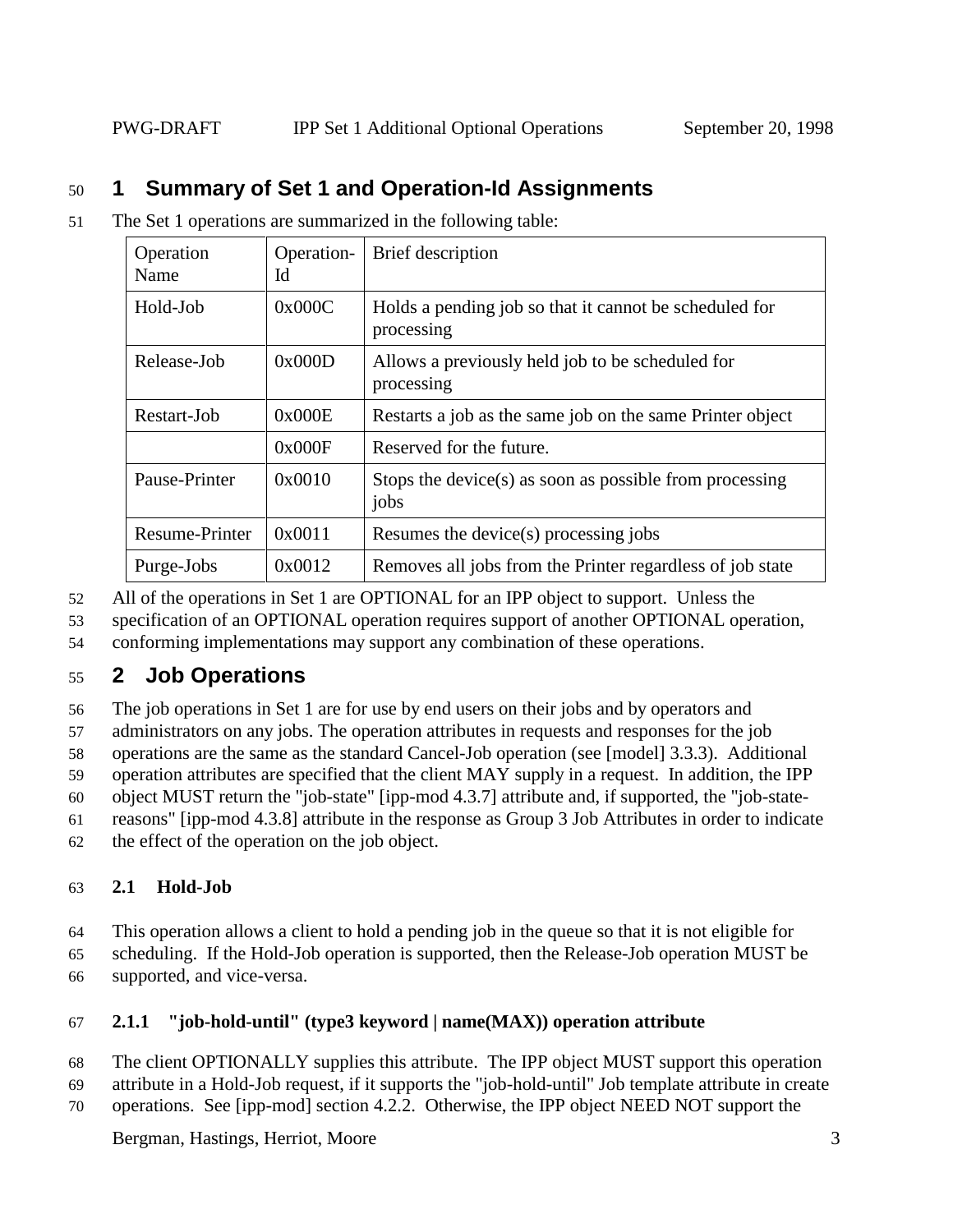# 1 Summary of Set 1 and Operation-Id Assignments

The Set 1 operations are summarized in the following table:

| Operation Name | Operation-Id | Brief description |
|---|---|---|
| Hold-Job | 0x000C | Holds a pending job so that it cannot be scheduled for processing |
| Release-Job | 0x000D | Allows a previously held job to be scheduled for processing |
| Restart-Job | 0x000E | Restarts a job as the same job on the same Printer object |
| | 0x000F | Reserved for the future. |
| Pause-Printer | 0x0010 | Stops the device(s) as soon as possible from processing jobs |
| Resume-Printer | 0x0011 | Resumes the device(s) processing jobs |
| Purge-Jobs | 0x0012 | Removes all jobs from the Printer regardless of job state |

All of the operations in Set 1 are OPTIONAL for an IPP object to support. Unless the specification of an OPTIONAL operation requires support of another OPTIONAL operation, conforming implementations may support any combination of these operations.

# 2 Job Operations

The job operations in Set 1 are for use by end users on their jobs and by operators and administrators on any jobs. The operation attributes in requests and responses for the job operations are the same as the standard Cancel-Job operation (see [model] 3.3.3). Additional operation attributes are specified that the client MAY supply in a request. In addition, the IPP object MUST return the "job-state" [ipp-mod 4.3.7] attribute and, if supported, the "job-state-reasons" [ipp-mod 4.3.8] attribute in the response as Group 3 Job Attributes in order to indicate the effect of the operation on the job object.

## 2.1 Hold-Job

This operation allows a client to hold a pending job in the queue so that it is not eligible for scheduling. If the Hold-Job operation is supported, then the Release-Job operation MUST be supported, and vice-versa.

### 2.1.1 "job-hold-until" (type3 keyword | name(MAX)) operation attribute

The client OPTIONALLY supplies this attribute. The IPP object MUST support this operation attribute in a Hold-Job request, if it supports the "job-hold-until" Job template attribute in create operations. See [ipp-mod] section 4.2.2. Otherwise, the IPP object NEED NOT support the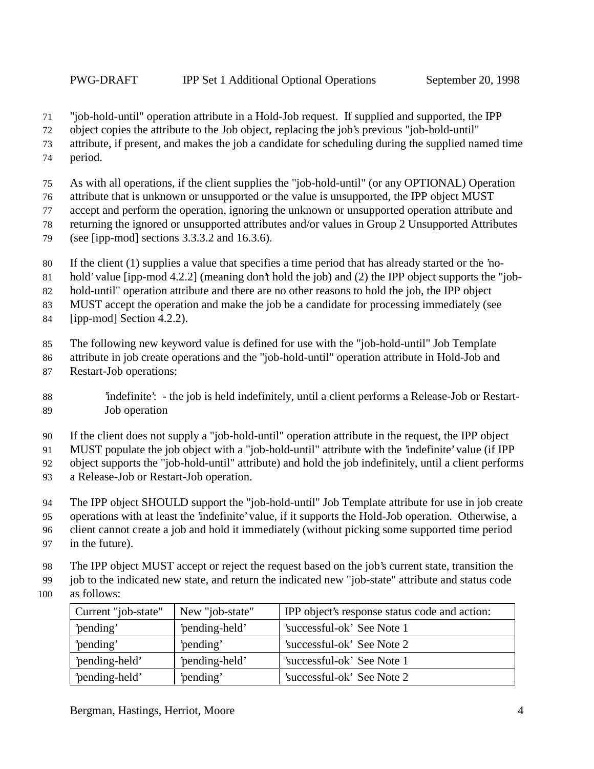"job-hold-until" operation attribute in a Hold-Job request. If supplied and supported, the IPP object copies the attribute to the Job object, replacing the job's previous "job-hold-until" attribute, if present, and makes the job a candidate for scheduling during the supplied named time period.

As with all operations, if the client supplies the "job-hold-until" (or any OPTIONAL) Operation attribute that is unknown or unsupported or the value is unsupported, the IPP object MUST accept and perform the operation, ignoring the unknown or unsupported operation attribute and returning the ignored or unsupported attributes and/or values in Group 2 Unsupported Attributes (see [ipp-mod] sections 3.3.3.2 and 16.3.6).

If the client (1) supplies a value that specifies a time period that has already started or the 'no-hold' value [ipp-mod 4.2.2] (meaning don't hold the job) and (2) the IPP object supports the "job-hold-until" operation attribute and there are no other reasons to hold the job, the IPP object MUST accept the operation and make the job be a candidate for processing immediately (see [ipp-mod] Section 4.2.2).

The following new keyword value is defined for use with the "job-hold-until" Job Template attribute in job create operations and the "job-hold-until" operation attribute in Hold-Job and Restart-Job operations:

> 'indefinite': - the job is held indefinitely, until a client performs a Release-Job or Restart-Job operation

If the client does not supply a "job-hold-until" operation attribute in the request, the IPP object MUST populate the job object with a "job-hold-until" attribute with the 'indefinite' value (if IPP object supports the "job-hold-until" attribute) and hold the job indefinitely, until a client performs a Release-Job or Restart-Job operation.

The IPP object SHOULD support the "job-hold-until" Job Template attribute for use in job create operations with at least the 'indefinite' value, if it supports the Hold-Job operation. Otherwise, a client cannot create a job and hold it immediately (without picking some supported time period in the future).

The IPP object MUST accept or reject the request based on the job's current state, transition the job to the indicated new state, and return the indicated new "job-state" attribute and status code as follows:

| Current "job-state" | New "job-state" | IPP object's response status code and action: |
|---|---|---|
| 'pending' | 'pending-held' | 'successful-ok' See Note 1 |
| 'pending' | 'pending' | 'successful-ok' See Note 2 |
| 'pending-held' | 'pending-held' | 'successful-ok' See Note 1 |
| 'pending-held' | 'pending' | 'successful-ok' See Note 2 |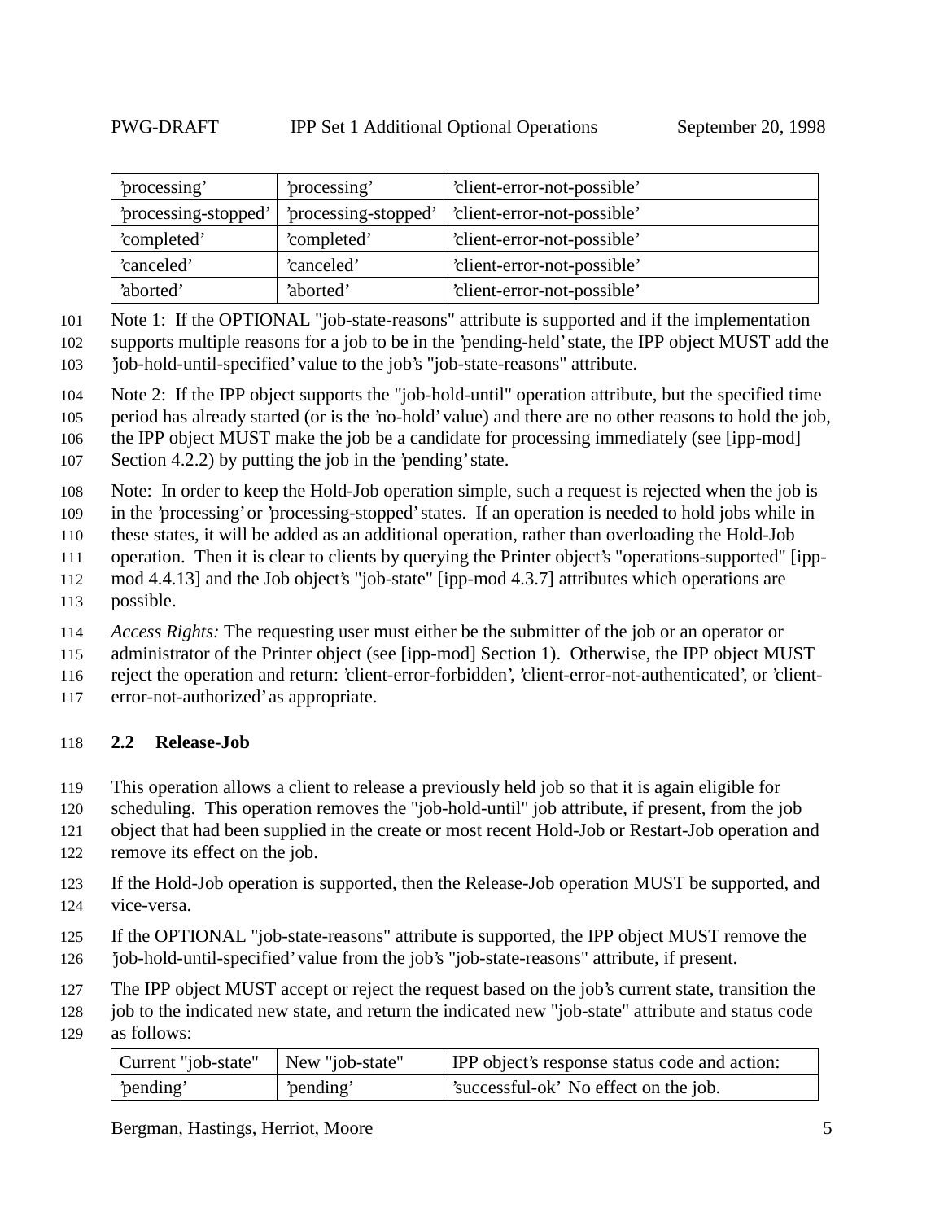| 'processing' | 'processing' | 'client-error-not-possible' |
|---|---|---|
| 'processing-stopped' | 'processing-stopped' | 'client-error-not-possible' |
| 'completed' | 'completed' | 'client-error-not-possible' |
| 'canceled' | 'canceled' | 'client-error-not-possible' |
| 'aborted' | 'aborted' | 'client-error-not-possible' |

Note 1: If the OPTIONAL "job-state-reasons" attribute is supported and if the implementation supports multiple reasons for a job to be in the 'pending-held' state, the IPP object MUST add the 'job-hold-until-specified' value to the job's "job-state-reasons" attribute.

Note 2: If the IPP object supports the "job-hold-until" operation attribute, but the specified time period has already started (or is the 'no-hold' value) and there are no other reasons to hold the job, the IPP object MUST make the job be a candidate for processing immediately (see [ipp-mod] Section 4.2.2) by putting the job in the 'pending' state.

Note: In order to keep the Hold-Job operation simple, such a request is rejected when the job is in the 'processing' or 'processing-stopped' states. If an operation is needed to hold jobs while in these states, it will be added as an additional operation, rather than overloading the Hold-Job operation. Then it is clear to clients by querying the Printer object's "operations-supported" [ipp-mod 4.4.13] and the Job object's "job-state" [ipp-mod 4.3.7] attributes which operations are possible.

*Access Rights:* The requesting user must either be the submitter of the job or an operator or administrator of the Printer object (see [ipp-mod] Section 1). Otherwise, the IPP object MUST reject the operation and return: 'client-error-forbidden', 'client-error-not-authenticated', or 'client-error-not-authorized' as appropriate.

## 2.2 Release-Job

This operation allows a client to release a previously held job so that it is again eligible for scheduling. This operation removes the "job-hold-until" job attribute, if present, from the job object that had been supplied in the create or most recent Hold-Job or Restart-Job operation and remove its effect on the job.

If the Hold-Job operation is supported, then the Release-Job operation MUST be supported, and vice-versa.

If the OPTIONAL "job-state-reasons" attribute is supported, the IPP object MUST remove the 'job-hold-until-specified' value from the job's "job-state-reasons" attribute, if present.

The IPP object MUST accept or reject the request based on the job's current state, transition the job to the indicated new state, and return the indicated new "job-state" attribute and status code as follows:

| Current "job-state" | New "job-state" | IPP object's response status code and action: |
|---|---|---|
| 'pending' | 'pending' | 'successful-ok' No effect on the job. |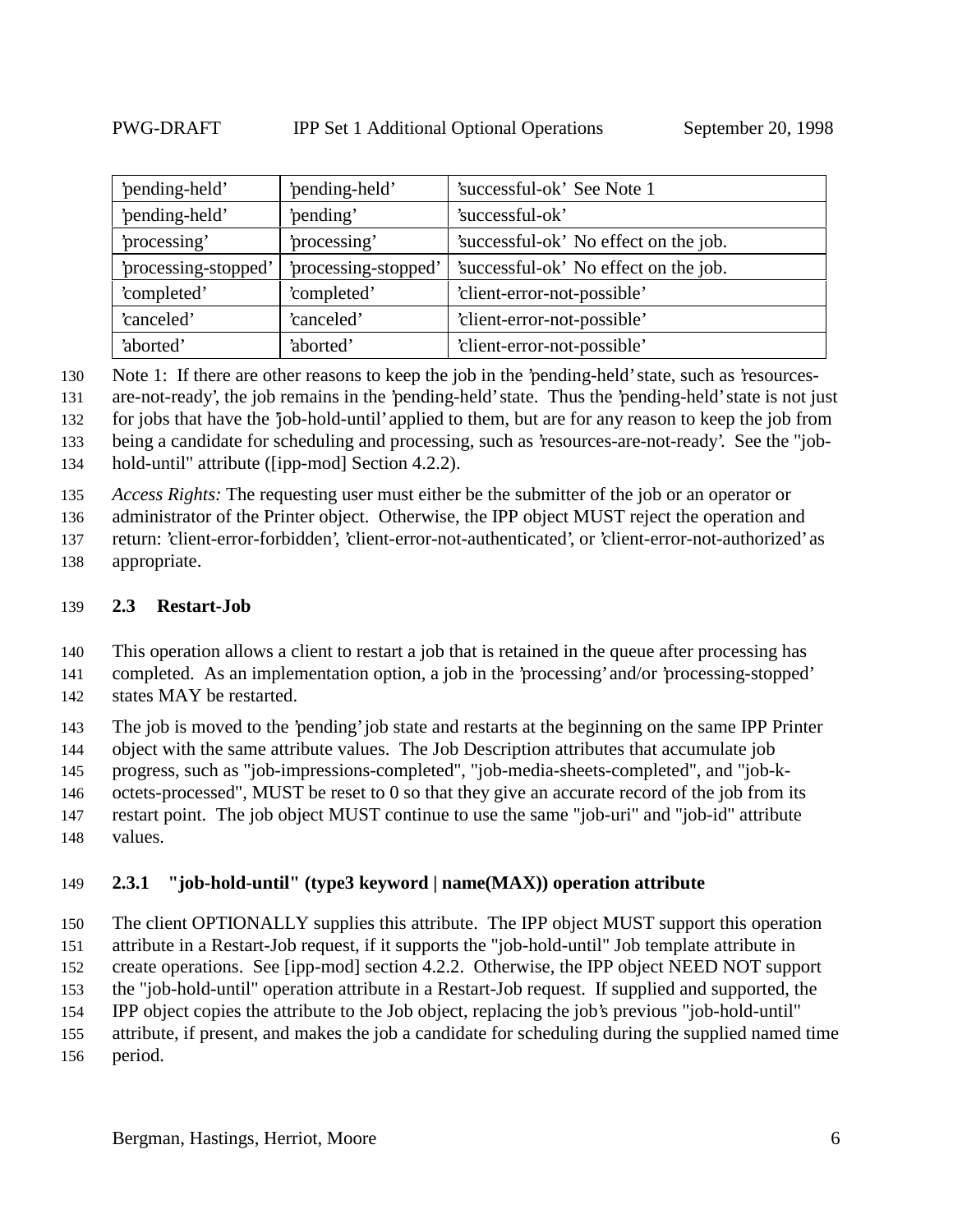| 'pending-held' | 'pending-held' | 'successful-ok' See Note 1 |
|---|---|---|
| 'pending-held' | 'pending' | 'successful-ok' |
| 'processing' | 'processing' | 'successful-ok' No effect on the job. |
| 'processing-stopped' | 'processing-stopped' | 'successful-ok' No effect on the job. |
| 'completed' | 'completed' | 'client-error-not-possible' |
| 'canceled' | 'canceled' | 'client-error-not-possible' |
| 'aborted' | 'aborted' | 'client-error-not-possible' |

Note 1: If there are other reasons to keep the job in the 'pending-held' state, such as 'resources-are-not-ready', the job remains in the 'pending-held' state. Thus the 'pending-held' state is not just for jobs that have the 'job-hold-until' applied to them, but are for any reason to keep the job from being a candidate for scheduling and processing, such as 'resources-are-not-ready'. See the "job-hold-until" attribute ([ipp-mod] Section 4.2.2).

*Access Rights:* The requesting user must either be the submitter of the job or an operator or administrator of the Printer object. Otherwise, the IPP object MUST reject the operation and return: 'client-error-forbidden', 'client-error-not-authenticated', or 'client-error-not-authorized' as appropriate.

## 2.3 Restart-Job

This operation allows a client to restart a job that is retained in the queue after processing has completed. As an implementation option, a job in the 'processing' and/or 'processing-stopped' states MAY be restarted.

The job is moved to the 'pending' job state and restarts at the beginning on the same IPP Printer object with the same attribute values. The Job Description attributes that accumulate job progress, such as "job-impressions-completed", "job-media-sheets-completed", and "job-k-octets-processed", MUST be reset to 0 so that they give an accurate record of the job from its restart point. The job object MUST continue to use the same "job-uri" and "job-id" attribute values.

### 2.3.1 "job-hold-until" (type3 keyword | name(MAX)) operation attribute

The client OPTIONALLY supplies this attribute. The IPP object MUST support this operation attribute in a Restart-Job request, if it supports the "job-hold-until" Job template attribute in create operations. See [ipp-mod] section 4.2.2. Otherwise, the IPP object NEED NOT support the "job-hold-until" operation attribute in a Restart-Job request. If supplied and supported, the IPP object copies the attribute to the Job object, replacing the job's previous "job-hold-until" attribute, if present, and makes the job a candidate for scheduling during the supplied named time period.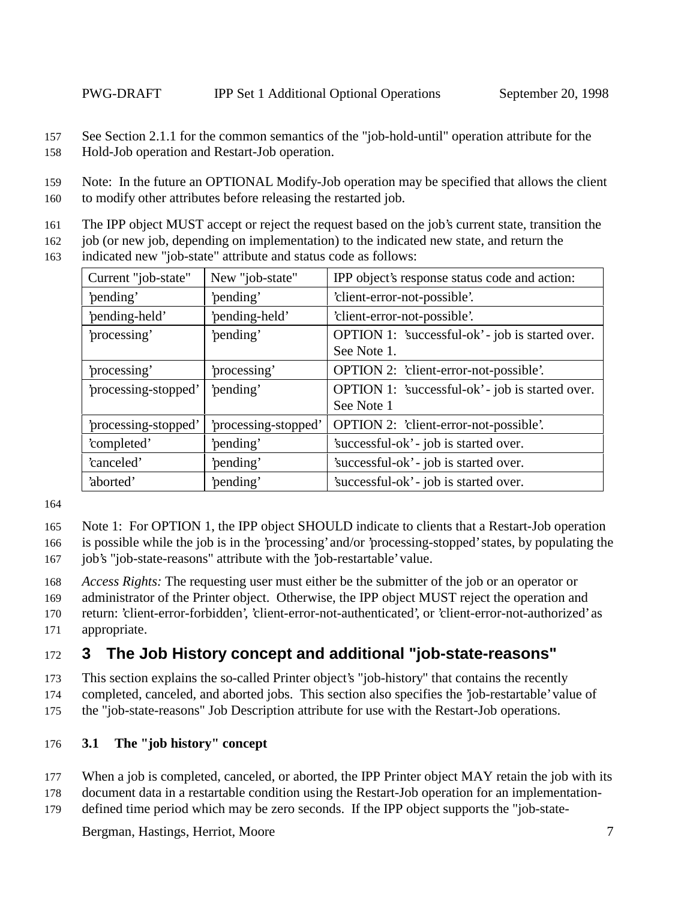See Section 2.1.1 for the common semantics of the "job-hold-until" operation attribute for the Hold-Job operation and Restart-Job operation.

Note: In the future an OPTIONAL Modify-Job operation may be specified that allows the client to modify other attributes before releasing the restarted job.

The IPP object MUST accept or reject the request based on the job's current state, transition the job (or new job, depending on implementation) to the indicated new state, and return the indicated new "job-state" attribute and status code as follows:

| Current "job-state" | New "job-state" | IPP object's response status code and action: |
|---|---|---|
| 'pending' | 'pending' | 'client-error-not-possible'. |
| 'pending-held' | 'pending-held' | 'client-error-not-possible'. |
| 'processing' | 'pending' | OPTION 1: 'successful-ok' - job is started over. See Note 1. |
| 'processing' | 'processing' | OPTION 2: 'client-error-not-possible'. |
| 'processing-stopped' | 'pending' | OPTION 1: 'successful-ok' - job is started over. See Note 1 |
| 'processing-stopped' | 'processing-stopped' | OPTION 2: 'client-error-not-possible'. |
| 'completed' | 'pending' | 'successful-ok' - job is started over. |
| 'canceled' | 'pending' | 'successful-ok' - job is started over. |
| 'aborted' | 'pending' | 'successful-ok' - job is started over. |

Note 1: For OPTION 1, the IPP object SHOULD indicate to clients that a Restart-Job operation is possible while the job is in the 'processing' and/or 'processing-stopped' states, by populating the job's "job-state-reasons" attribute with the 'job-restartable' value.

*Access Rights:* The requesting user must either be the submitter of the job or an operator or administrator of the Printer object. Otherwise, the IPP object MUST reject the operation and return: 'client-error-forbidden', 'client-error-not-authenticated', or 'client-error-not-authorized' as appropriate.

# 3 The Job History concept and additional "job-state-reasons"

This section explains the so-called Printer object's "job-history" that contains the recently completed, canceled, and aborted jobs. This section also specifies the 'job-restartable' value of the "job-state-reasons" Job Description attribute for use with the Restart-Job operations.

## 3.1 The "job history" concept

When a job is completed, canceled, or aborted, the IPP Printer object MAY retain the job with its document data in a restartable condition using the Restart-Job operation for an implementation-defined time period which may be zero seconds. If the IPP object supports the "job-state-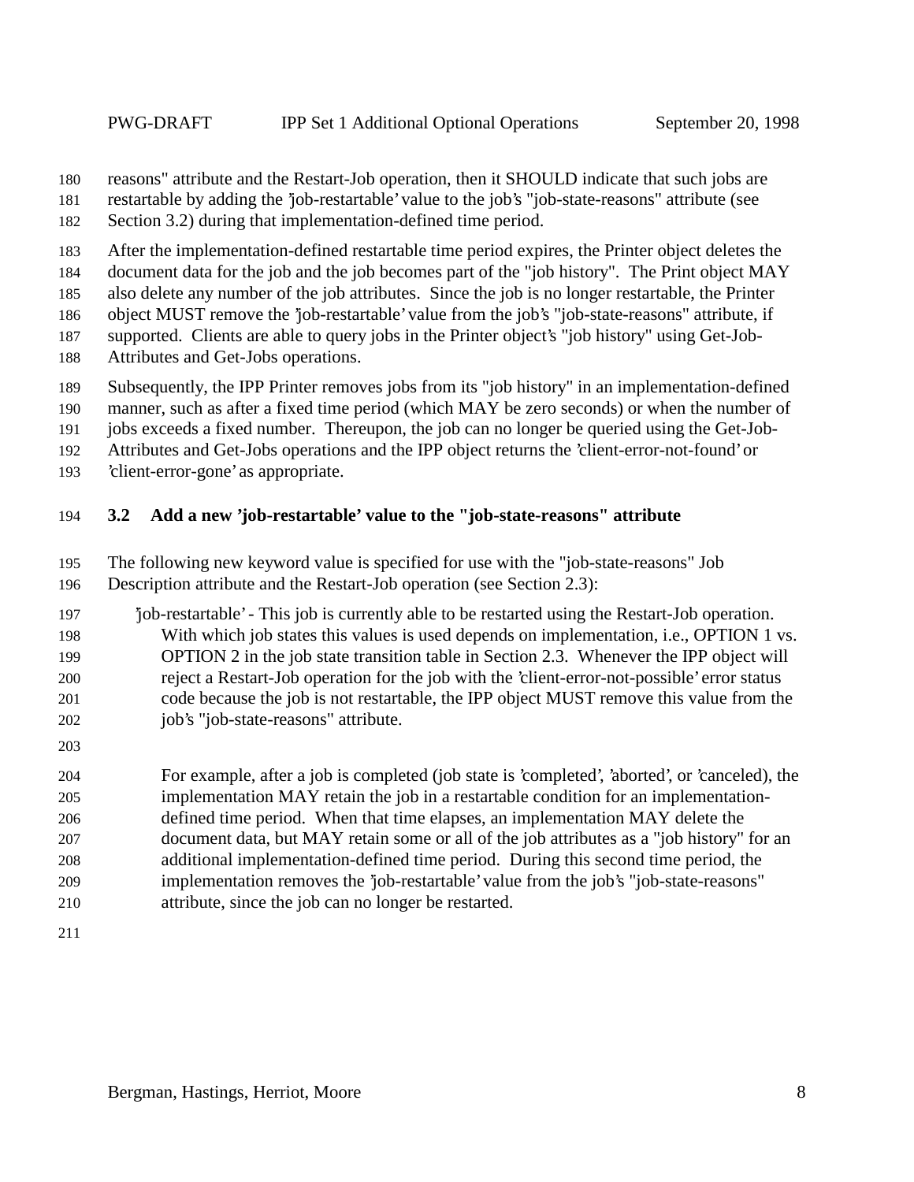reasons" attribute and the Restart-Job operation, then it SHOULD indicate that such jobs are restartable by adding the 'job-restartable' value to the job's "job-state-reasons" attribute (see Section 3.2) during that implementation-defined time period.

After the implementation-defined restartable time period expires, the Printer object deletes the document data for the job and the job becomes part of the "job history". The Print object MAY also delete any number of the job attributes. Since the job is no longer restartable, the Printer object MUST remove the 'job-restartable' value from the job's "job-state-reasons" attribute, if supported. Clients are able to query jobs in the Printer object's "job history" using Get-Job-Attributes and Get-Jobs operations.

Subsequently, the IPP Printer removes jobs from its "job history" in an implementation-defined manner, such as after a fixed time period (which MAY be zero seconds) or when the number of jobs exceeds a fixed number. Thereupon, the job can no longer be queried using the Get-Job-Attributes and Get-Jobs operations and the IPP object returns the 'client-error-not-found' or 'client-error-gone' as appropriate.

### 3.2 Add a new 'job-restartable' value to the "job-state-reasons" attribute

The following new keyword value is specified for use with the "job-state-reasons" Job Description attribute and the Restart-Job operation (see Section 2.3):

'job-restartable' - This job is currently able to be restarted using the Restart-Job operation. With which job states this values is used depends on implementation, i.e., OPTION 1 vs. OPTION 2 in the job state transition table in Section 2.3. Whenever the IPP object will reject a Restart-Job operation for the job with the 'client-error-not-possible' error status code because the job is not restartable, the IPP object MUST remove this value from the job's "job-state-reasons" attribute.

For example, after a job is completed (job state is 'completed', 'aborted', or 'canceled), the implementation MAY retain the job in a restartable condition for an implementation-defined time period. When that time elapses, an implementation MAY delete the document data, but MAY retain some or all of the job attributes as a "job history" for an additional implementation-defined time period. During this second time period, the implementation removes the 'job-restartable' value from the job's "job-state-reasons" attribute, since the job can no longer be restarted.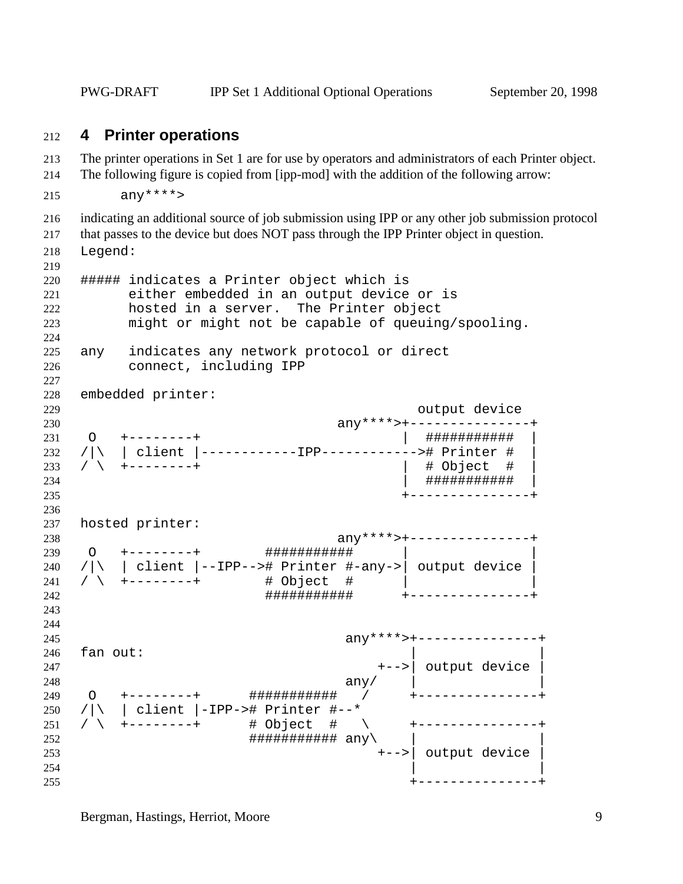## 4 Printer operations

The printer operations in Set 1 are for use by operators and administrators of each Printer object. The following figure is copied from [ipp-mod] with the addition of the following arrow:

```
     any****>
```

indicating an additional source of job submission using IPP or any other job submission protocol that passes to the device but does NOT pass through the IPP Printer object in question.

```
Legend:

##### indicates a Printer object which is
      either embedded in an output device or is
      hosted in a server.  The Printer object
      might or might not be capable of queuing/spooling.

any   indicates any network protocol or direct
      connect, including IPP

embedded printer:
                                               output device
                                    any****>+---------------+
 O   +--------+                             |  ###########  |
/|\  | client |------------IPP------------># Printer #  |
/ \  +--------+                             |  # Object  #  |
                                            |  ###########  |
                                            +---------------+

hosted printer:
                                    any****>+---------------+
 O   +--------+        ###########          |               |
/|\  | client |--IPP--># Printer #-any->| output device |
/ \  +--------+        # Object  #          |               |
                       ###########          +---------------+


                                     any****>+---------------+
fan out:                                     |               |
                                         +-->| output device |
                                     any/    |               |
 O   +--------+      ###########    /        +---------------+
/|\  | client |-IPP-># Printer #--*
/ \  +--------+      # Object  #    \        +---------------+
                     ########### any\        |               |
                                         +-->| output device |
                                             |               |
                                             +---------------+
```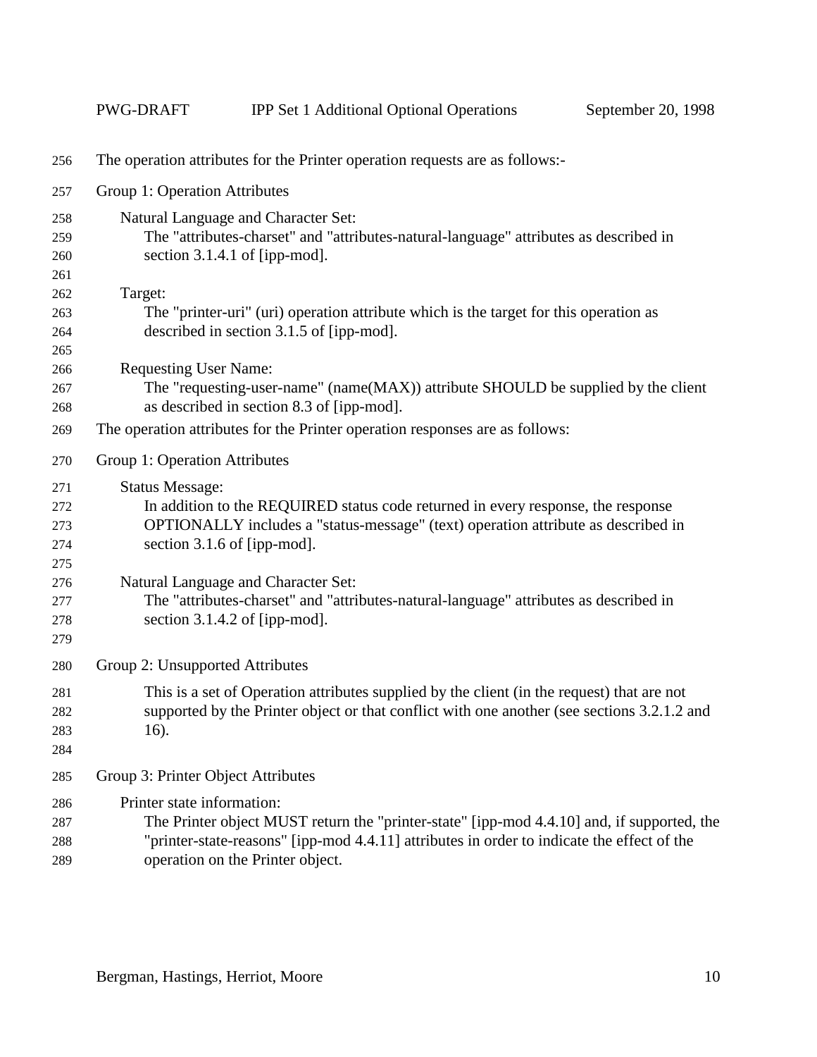The operation attributes for the Printer operation requests are as follows:-

Group 1: Operation Attributes

Natural Language and Character Set:
The "attributes-charset" and "attributes-natural-language" attributes as described in section 3.1.4.1 of [ipp-mod].

Target:
The "printer-uri" (uri) operation attribute which is the target for this operation as described in section 3.1.5 of [ipp-mod].

Requesting User Name:
The "requesting-user-name" (name(MAX)) attribute SHOULD be supplied by the client as described in section 8.3 of [ipp-mod].

The operation attributes for the Printer operation responses are as follows:

Group 1: Operation Attributes

Status Message:
In addition to the REQUIRED status code returned in every response, the response OPTIONALLY includes a "status-message" (text) operation attribute as described in section 3.1.6 of [ipp-mod].

Natural Language and Character Set:
The "attributes-charset" and "attributes-natural-language" attributes as described in section 3.1.4.2 of [ipp-mod].

Group 2: Unsupported Attributes

This is a set of Operation attributes supplied by the client (in the request) that are not supported by the Printer object or that conflict with one another (see sections 3.2.1.2 and 16).

Group 3: Printer Object Attributes

Printer state information:
The Printer object MUST return the "printer-state" [ipp-mod 4.4.10] and, if supported, the "printer-state-reasons" [ipp-mod 4.4.11] attributes in order to indicate the effect of the operation on the Printer object.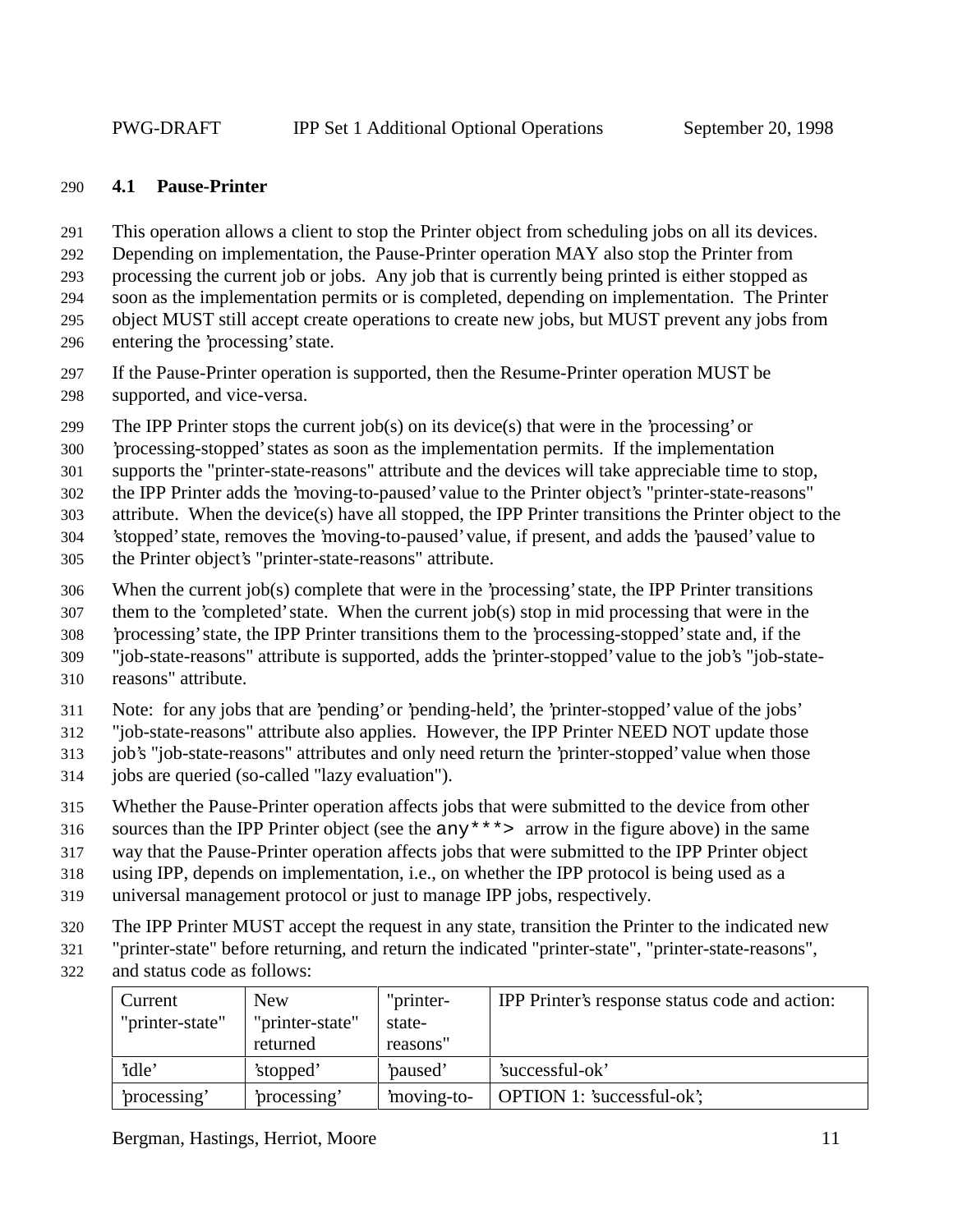### 4.1 Pause-Printer

This operation allows a client to stop the Printer object from scheduling jobs on all its devices. Depending on implementation, the Pause-Printer operation MAY also stop the Printer from processing the current job or jobs. Any job that is currently being printed is either stopped as soon as the implementation permits or is completed, depending on implementation. The Printer object MUST still accept create operations to create new jobs, but MUST prevent any jobs from entering the 'processing' state.

If the Pause-Printer operation is supported, then the Resume-Printer operation MUST be supported, and vice-versa.

The IPP Printer stops the current job(s) on its device(s) that were in the 'processing' or 'processing-stopped' states as soon as the implementation permits. If the implementation supports the "printer-state-reasons" attribute and the devices will take appreciable time to stop, the IPP Printer adds the 'moving-to-paused' value to the Printer object's "printer-state-reasons" attribute. When the device(s) have all stopped, the IPP Printer transitions the Printer object to the 'stopped' state, removes the 'moving-to-paused' value, if present, and adds the 'paused' value to the Printer object's "printer-state-reasons" attribute.

When the current job(s) complete that were in the 'processing' state, the IPP Printer transitions them to the 'completed' state. When the current job(s) stop in mid processing that were in the 'processing' state, the IPP Printer transitions them to the 'processing-stopped' state and, if the "job-state-reasons" attribute is supported, adds the 'printer-stopped' value to the job's "job-state-reasons" attribute.

Note: for any jobs that are 'pending' or 'pending-held', the 'printer-stopped' value of the jobs' "job-state-reasons" attribute also applies. However, the IPP Printer NEED NOT update those job's "job-state-reasons" attributes and only need return the 'printer-stopped' value when those jobs are queried (so-called "lazy evaluation").

Whether the Pause-Printer operation affects jobs that were submitted to the device from other sources than the IPP Printer object (see the `any***>` arrow in the figure above) in the same way that the Pause-Printer operation affects jobs that were submitted to the IPP Printer object using IPP, depends on implementation, i.e., on whether the IPP protocol is being used as a universal management protocol or just to manage IPP jobs, respectively.

The IPP Printer MUST accept the request in any state, transition the Printer to the indicated new "printer-state" before returning, and return the indicated "printer-state", "printer-state-reasons", and status code as follows:

| Current "printer-state" | New "printer-state" returned | "printer-state-reasons" | IPP Printer's response status code and action: |
|---|---|---|---|
| 'idle' | 'stopped' | 'paused' | 'successful-ok' |
| 'processing' | 'processing' | 'moving-to- | OPTION 1: 'successful-ok'; |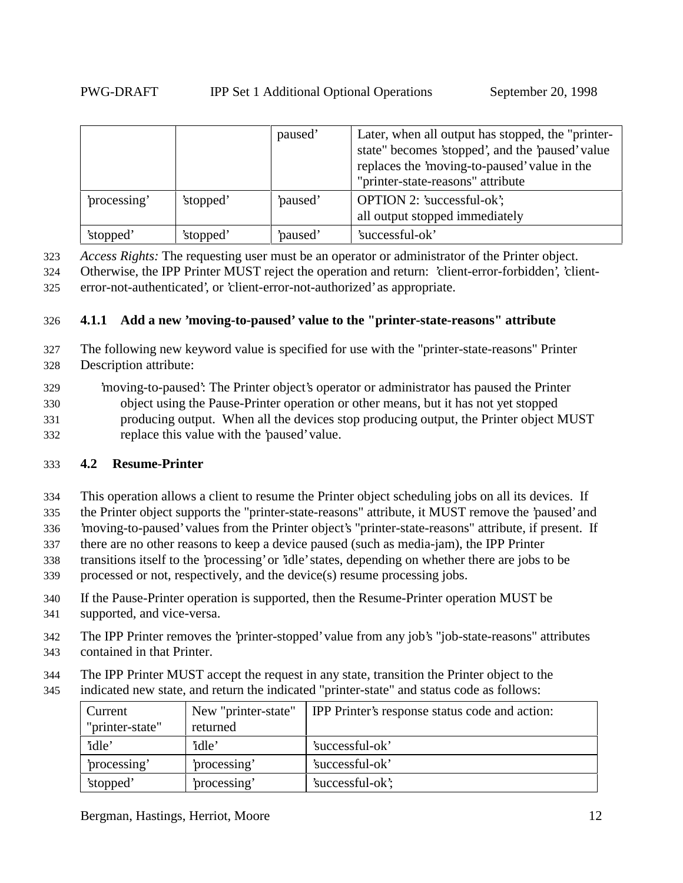| | | paused' | Later, when all output has stopped, the "printer-state" becomes 'stopped', and the 'paused' value replaces the 'moving-to-paused' value in the "printer-state-reasons" attribute |
|---|---|---|---|
| 'processing' | 'stopped' | 'paused' | OPTION 2: 'successful-ok'; all output stopped immediately |
| 'stopped' | 'stopped' | 'paused' | 'successful-ok' |

*Access Rights:* The requesting user must be an operator or administrator of the Printer object. Otherwise, the IPP Printer MUST reject the operation and return: 'client-error-forbidden', 'client-error-not-authenticated', or 'client-error-not-authorized' as appropriate.

### 4.1.1 Add a new 'moving-to-paused' value to the "printer-state-reasons" attribute

The following new keyword value is specified for use with the "printer-state-reasons" Printer Description attribute:

'moving-to-paused': The Printer object's operator or administrator has paused the Printer object using the Pause-Printer operation or other means, but it has not yet stopped producing output. When all the devices stop producing output, the Printer object MUST replace this value with the 'paused' value.

## 4.2 Resume-Printer

This operation allows a client to resume the Printer object scheduling jobs on all its devices. If the Printer object supports the "printer-state-reasons" attribute, it MUST remove the 'paused' and 'moving-to-paused' values from the Printer object's "printer-state-reasons" attribute, if present. If there are no other reasons to keep a device paused (such as media-jam), the IPP Printer transitions itself to the 'processing' or 'idle' states, depending on whether there are jobs to be processed or not, respectively, and the device(s) resume processing jobs.

If the Pause-Printer operation is supported, then the Resume-Printer operation MUST be supported, and vice-versa.

The IPP Printer removes the 'printer-stopped' value from any job's "job-state-reasons" attributes contained in that Printer.

The IPP Printer MUST accept the request in any state, transition the Printer object to the indicated new state, and return the indicated "printer-state" and status code as follows:

| Current "printer-state" | New "printer-state" returned | IPP Printer's response status code and action: |
|---|---|---|
| 'idle' | 'idle' | 'successful-ok' |
| 'processing' | 'processing' | 'successful-ok' |
| 'stopped' | 'processing' | 'successful-ok'; |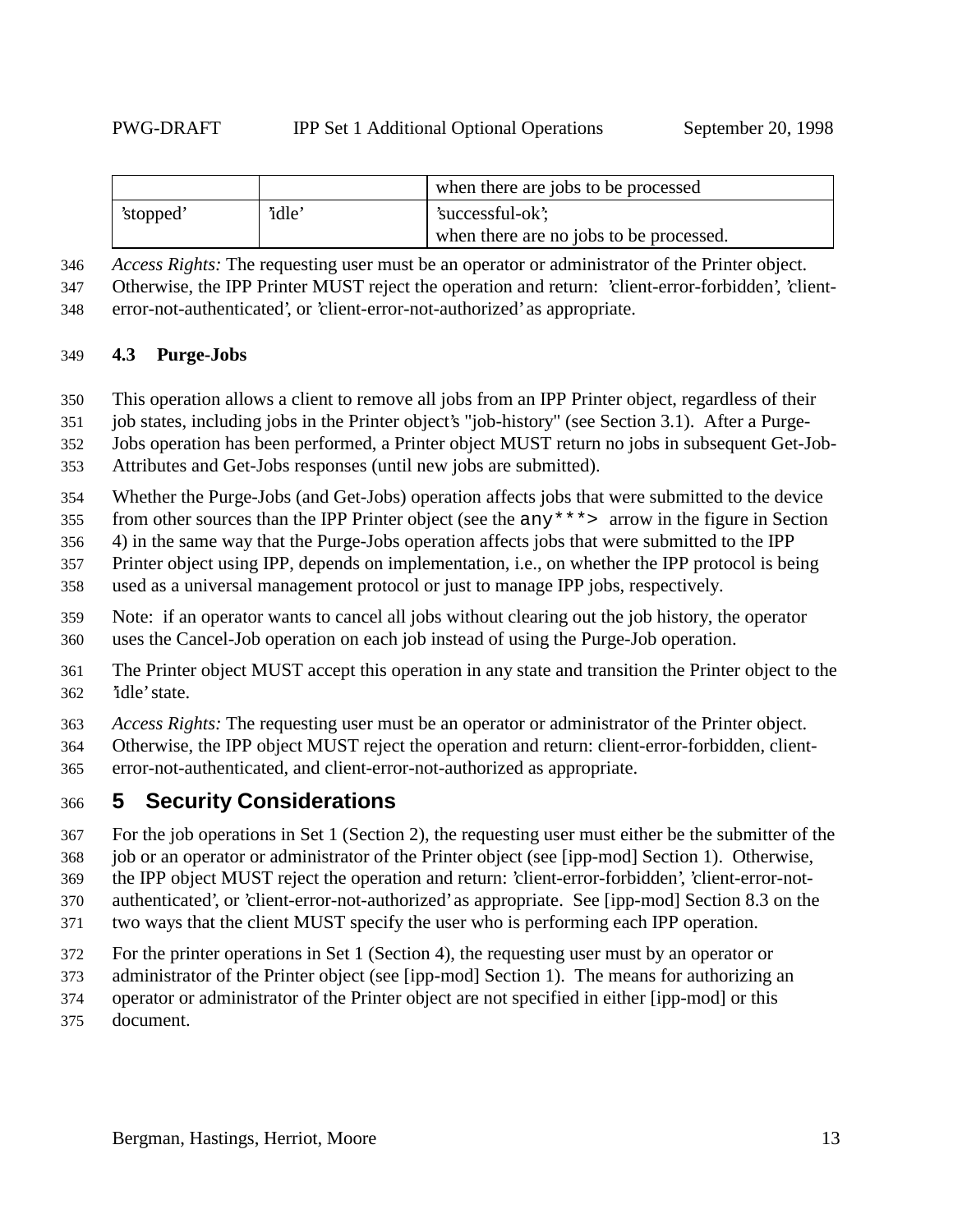| | | when there are jobs to be processed |
|---|---|---|
| 'stopped' | 'idle' | 'successful-ok'; when there are no jobs to be processed. |

*Access Rights:* The requesting user must be an operator or administrator of the Printer object. Otherwise, the IPP Printer MUST reject the operation and return: 'client-error-forbidden', 'client-error-not-authenticated', or 'client-error-not-authorized' as appropriate.

### 4.3 Purge-Jobs

This operation allows a client to remove all jobs from an IPP Printer object, regardless of their job states, including jobs in the Printer object's "job-history" (see Section 3.1). After a Purge-Jobs operation has been performed, a Printer object MUST return no jobs in subsequent Get-Job-Attributes and Get-Jobs responses (until new jobs are submitted).

Whether the Purge-Jobs (and Get-Jobs) operation affects jobs that were submitted to the device from other sources than the IPP Printer object (see the `any***>` arrow in the figure in Section 4) in the same way that the Purge-Jobs operation affects jobs that were submitted to the IPP Printer object using IPP, depends on implementation, i.e., on whether the IPP protocol is being used as a universal management protocol or just to manage IPP jobs, respectively.

Note: if an operator wants to cancel all jobs without clearing out the job history, the operator uses the Cancel-Job operation on each job instead of using the Purge-Job operation.

The Printer object MUST accept this operation in any state and transition the Printer object to the 'idle' state.

*Access Rights:* The requesting user must be an operator or administrator of the Printer object. Otherwise, the IPP object MUST reject the operation and return: client-error-forbidden, client-error-not-authenticated, and client-error-not-authorized as appropriate.

## 5 Security Considerations

For the job operations in Set 1 (Section 2), the requesting user must either be the submitter of the job or an operator or administrator of the Printer object (see [ipp-mod] Section 1). Otherwise, the IPP object MUST reject the operation and return: 'client-error-forbidden', 'client-error-not-authenticated', or 'client-error-not-authorized' as appropriate. See [ipp-mod] Section 8.3 on the two ways that the client MUST specify the user who is performing each IPP operation.

For the printer operations in Set 1 (Section 4), the requesting user must by an operator or administrator of the Printer object (see [ipp-mod] Section 1). The means for authorizing an operator or administrator of the Printer object are not specified in either [ipp-mod] or this document.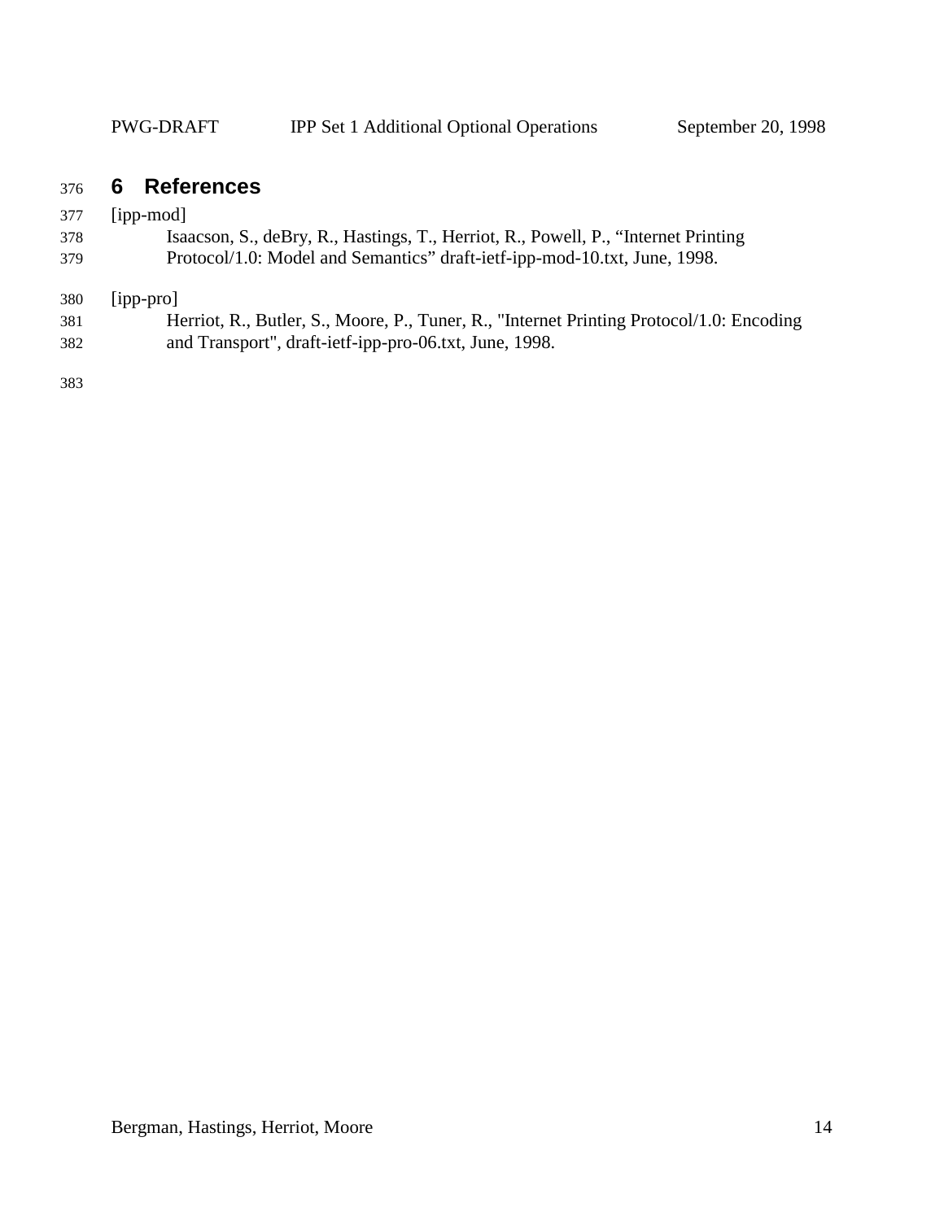# 6 References

[ipp-mod]
Isaacson, S., deBry, R., Hastings, T., Herriot, R., Powell, P., “Internet Printing Protocol/1.0: Model and Semantics” draft-ietf-ipp-mod-10.txt, June, 1998.

[ipp-pro]
Herriot, R., Butler, S., Moore, P., Tuner, R., "Internet Printing Protocol/1.0: Encoding and Transport", draft-ietf-ipp-pro-06.txt, June, 1998.